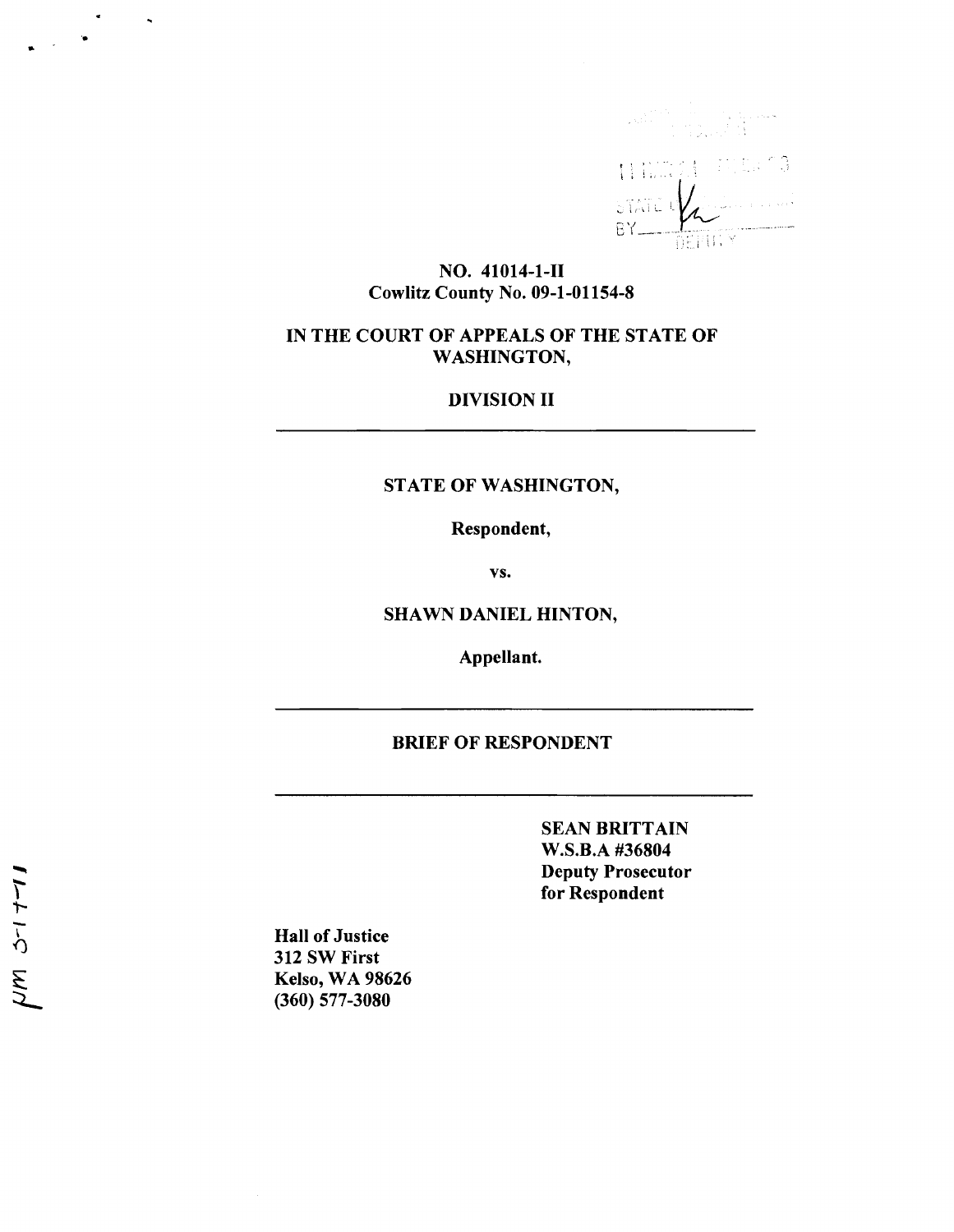NO. 41014-1-II
Cowlitz County No. 09-1-01154-8

**IN THE COURT OF APPEALS OF THE STATE OF WASHINGTON,**

**DIVISION II**

---

**STATE OF WASHINGTON,**

**Respondent,**

**vs.**

**SHAWN DANIEL HINTON,**

**Appellant.**

---

# BRIEF OF RESPONDENT

---

**SEAN BRITTAIN**
**W.S.B.A #36804**
**Deputy Prosecutor**
**for Respondent**

**Hall of Justice**
**312 SW First**
**Kelso, WA 98626**
**(360) 577-3080**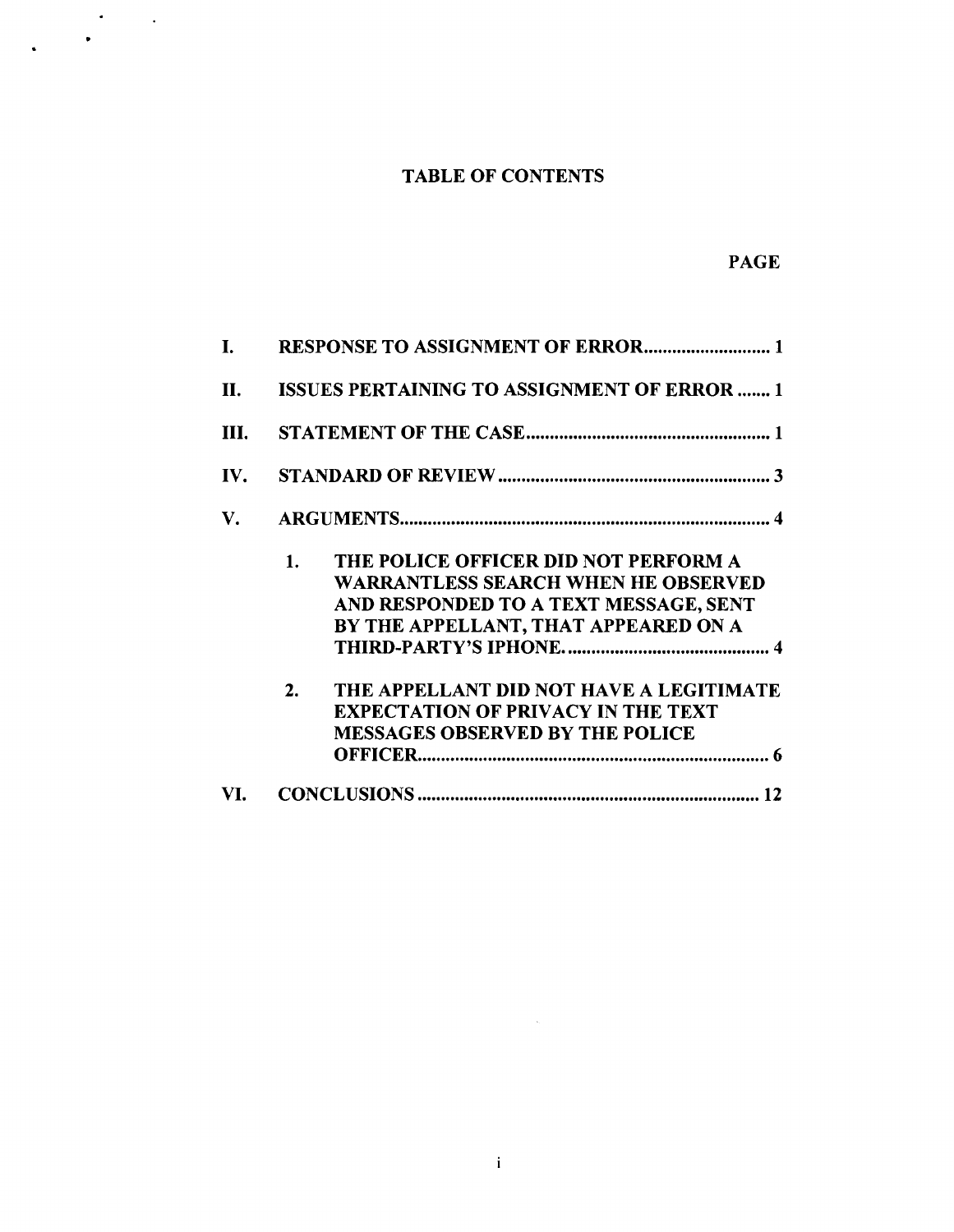# TABLE OF CONTENTS

| | | PAGE |
|---|---|---|
| I. | RESPONSE TO ASSIGNMENT OF ERROR | 1 |
| II. | ISSUES PERTAINING TO ASSIGNMENT OF ERROR | 1 |
| III. | STATEMENT OF THE CASE | 1 |
| IV. | STANDARD OF REVIEW | 3 |
| V. | ARGUMENTS | 4 |
| | 1. THE POLICE OFFICER DID NOT PERFORM A WARRANTLESS SEARCH WHEN HE OBSERVED AND RESPONDED TO A TEXT MESSAGE, SENT BY THE APPELLANT, THAT APPEARED ON A THIRD-PARTY'S IPHONE. | 4 |
| | 2. THE APPELLANT DID NOT HAVE A LEGITIMATE EXPECTATION OF PRIVACY IN THE TEXT MESSAGES OBSERVED BY THE POLICE OFFICER | 6 |
| VI. | CONCLUSIONS | 12 |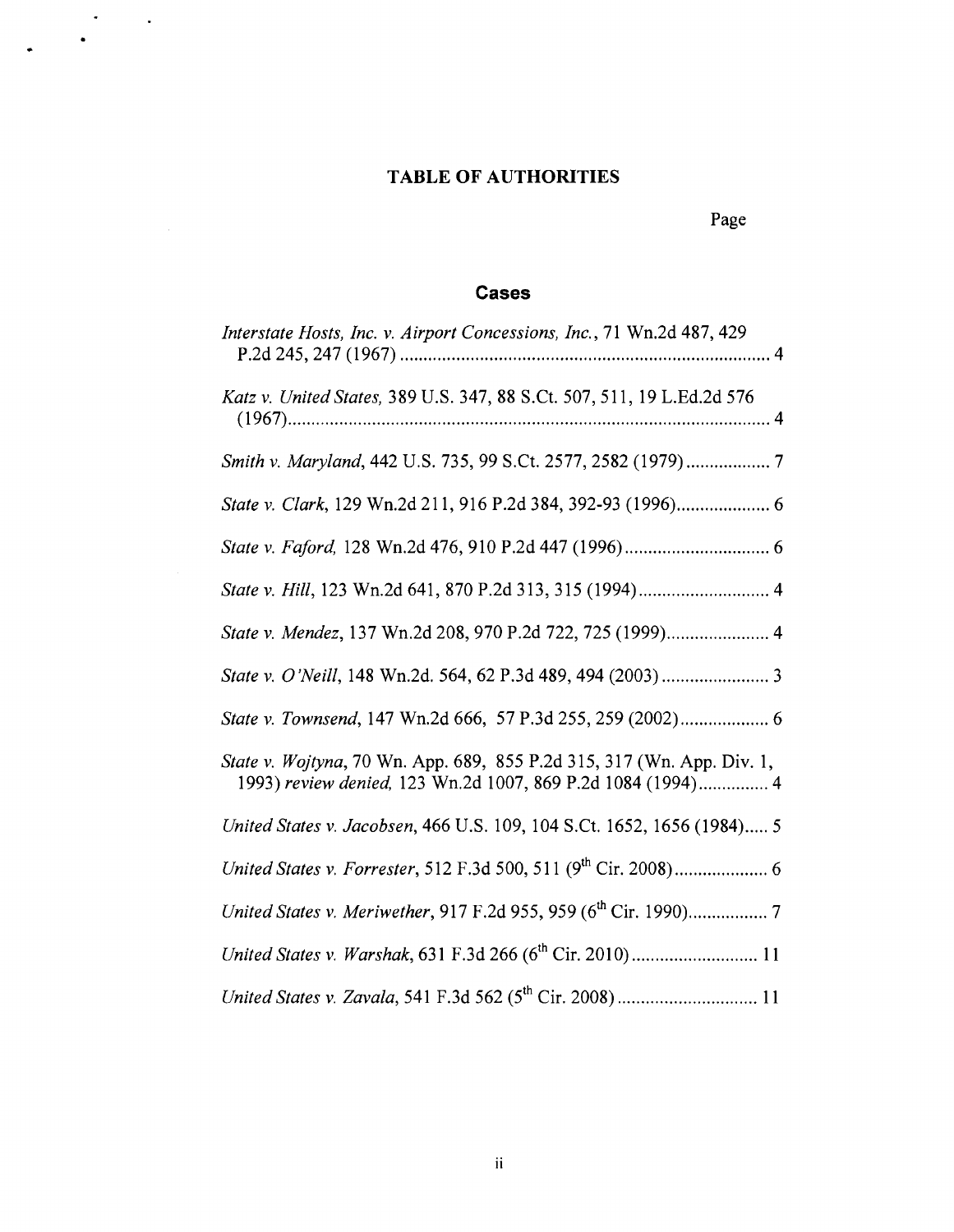# TABLE OF AUTHORITIES

Page

## Cases

*Interstate Hosts, Inc. v. Airport Concessions, Inc.*, 71 Wn.2d 487, 429 P.2d 245, 247 (1967) ............................................................................... 4

*Katz v. United States,* 389 U.S. 347, 88 S.Ct. 507, 511, 19 L.Ed.2d 576 (1967)........................................................................................................ 4

*Smith v. Maryland*, 442 U.S. 735, 99 S.Ct. 2577, 2582 (1979) .................. 7

*State v. Clark*, 129 Wn.2d 211, 916 P.2d 384, 392-93 (1996).................... 6

*State v. Faford,* 128 Wn.2d 476, 910 P.2d 447 (1996) ............................... 6

*State v. Hill*, 123 Wn.2d 641, 870 P.2d 313, 315 (1994) ............................ 4

*State v. Mendez*, 137 Wn.2d 208, 970 P.2d 722, 725 (1999)...................... 4

*State v. O'Neill*, 148 Wn.2d. 564, 62 P.3d 489, 494 (2003) ....................... 3

*State v. Townsend*, 147 Wn.2d 666, 57 P.3d 255, 259 (2002)................... 6

*State v. Wojtyna*, 70 Wn. App. 689, 855 P.2d 315, 317 (Wn. App. Div. 1, 1993) *review denied,* 123 Wn.2d 1007, 869 P.2d 1084 (1994)............... 4

*United States v. Jacobsen*, 466 U.S. 109, 104 S.Ct. 1652, 1656 (1984)..... 5

*United States v. Forrester*, 512 F.3d 500, 511 (9th Cir. 2008).................... 6

*United States v. Meriwether*, 917 F.2d 955, 959 (6th Cir. 1990)................. 7

*United States v. Warshak*, 631 F.3d 266 (6th Cir. 2010) ........................... 11

*United States v. Zavala*, 541 F.3d 562 (5th Cir. 2008) .............................. 11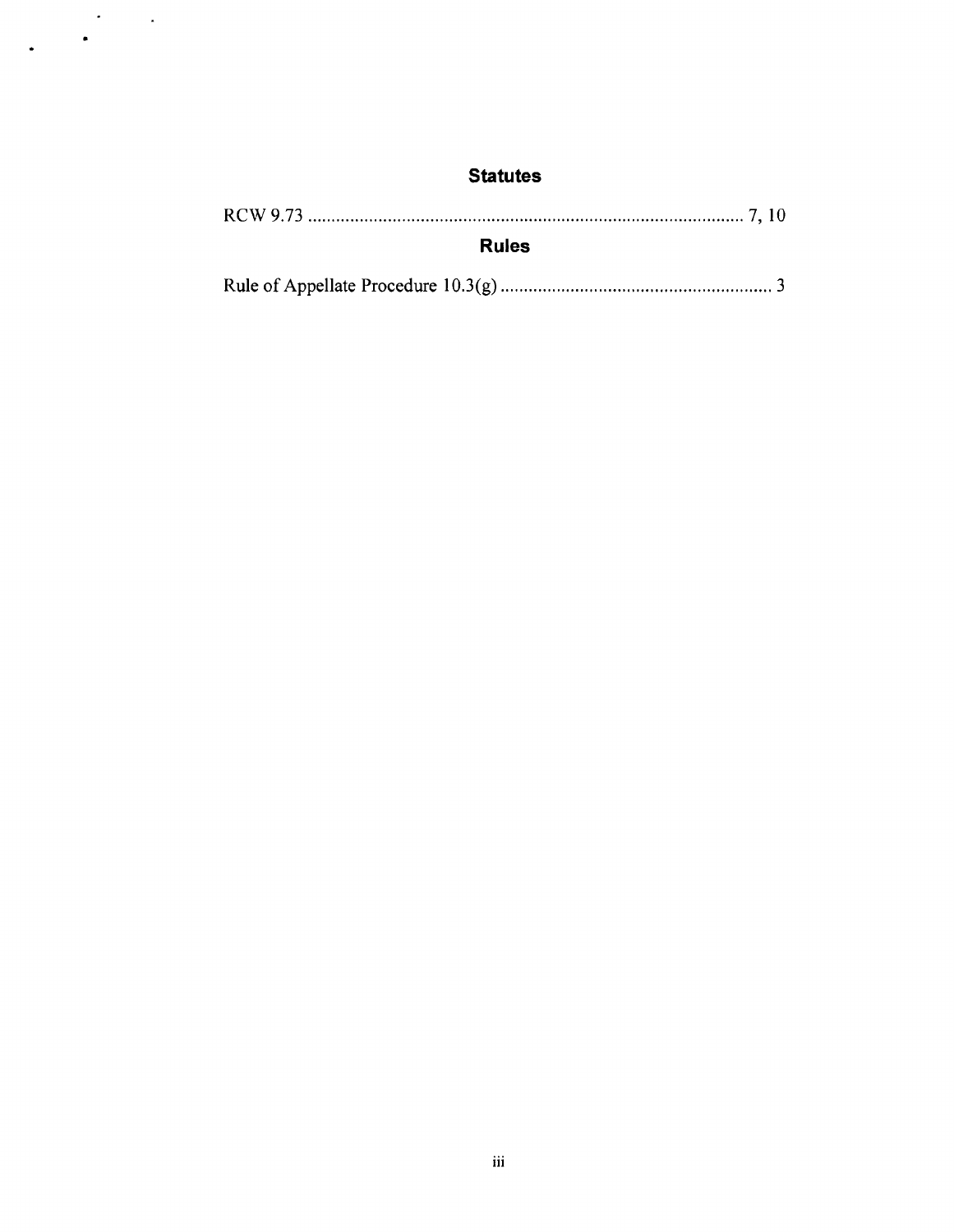## Statutes

RCW 9.73 .......................................................................................... 7, 10

## Rules

Rule of Appellate Procedure 10.3(g) .......................................................... 3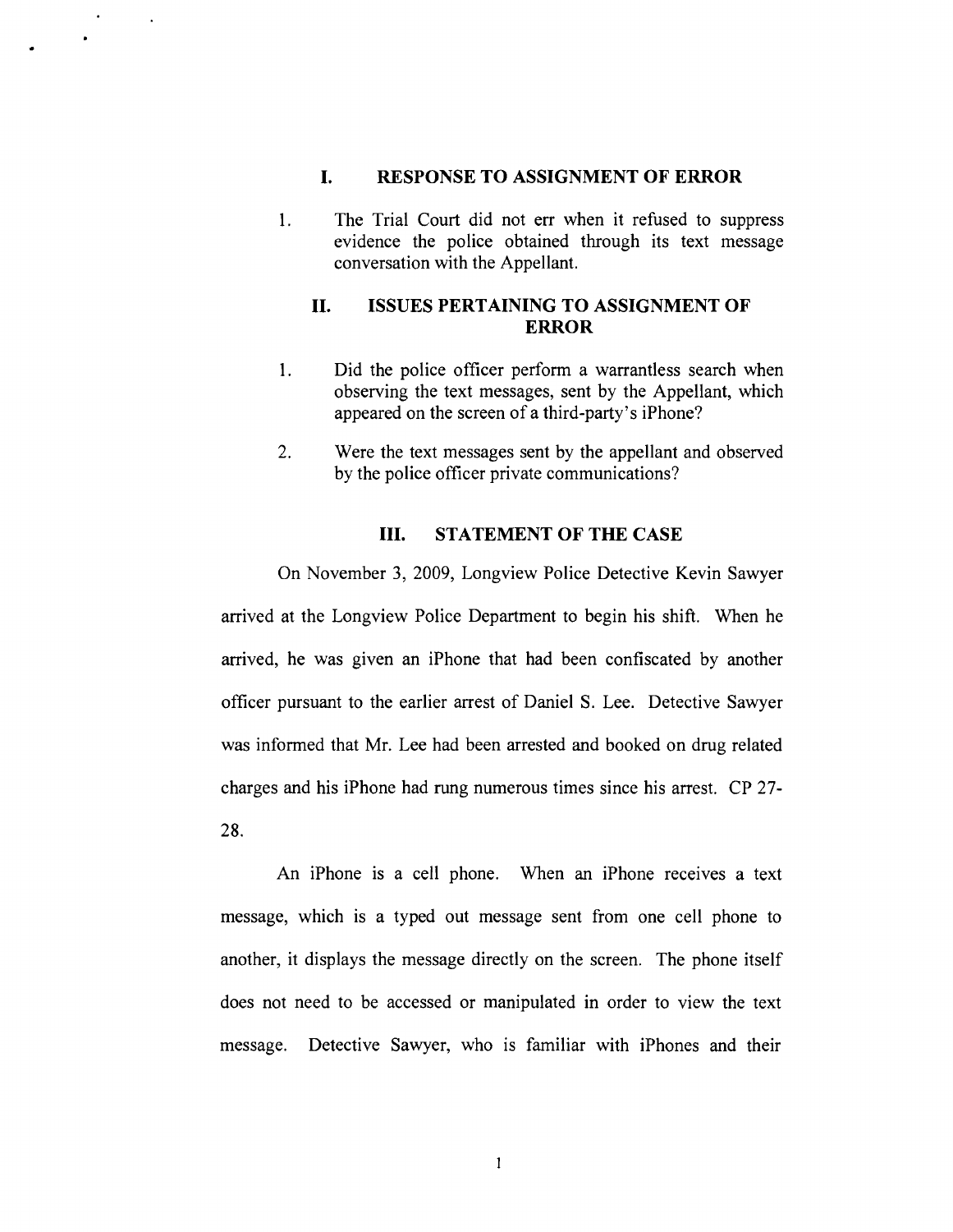## I. RESPONSE TO ASSIGNMENT OF ERROR

1. The Trial Court did not err when it refused to suppress evidence the police obtained through its text message conversation with the Appellant.

## II. ISSUES PERTAINING TO ASSIGNMENT OF ERROR

1. Did the police officer perform a warrantless search when observing the text messages, sent by the Appellant, which appeared on the screen of a third-party's iPhone?

2. Were the text messages sent by the appellant and observed by the police officer private communications?

## III. STATEMENT OF THE CASE

On November 3, 2009, Longview Police Detective Kevin Sawyer arrived at the Longview Police Department to begin his shift. When he arrived, he was given an iPhone that had been confiscated by another officer pursuant to the earlier arrest of Daniel S. Lee. Detective Sawyer was informed that Mr. Lee had been arrested and booked on drug related charges and his iPhone had rung numerous times since his arrest. CP 27-28.

An iPhone is a cell phone. When an iPhone receives a text message, which is a typed out message sent from one cell phone to another, it displays the message directly on the screen. The phone itself does not need to be accessed or manipulated in order to view the text message. Detective Sawyer, who is familiar with iPhones and their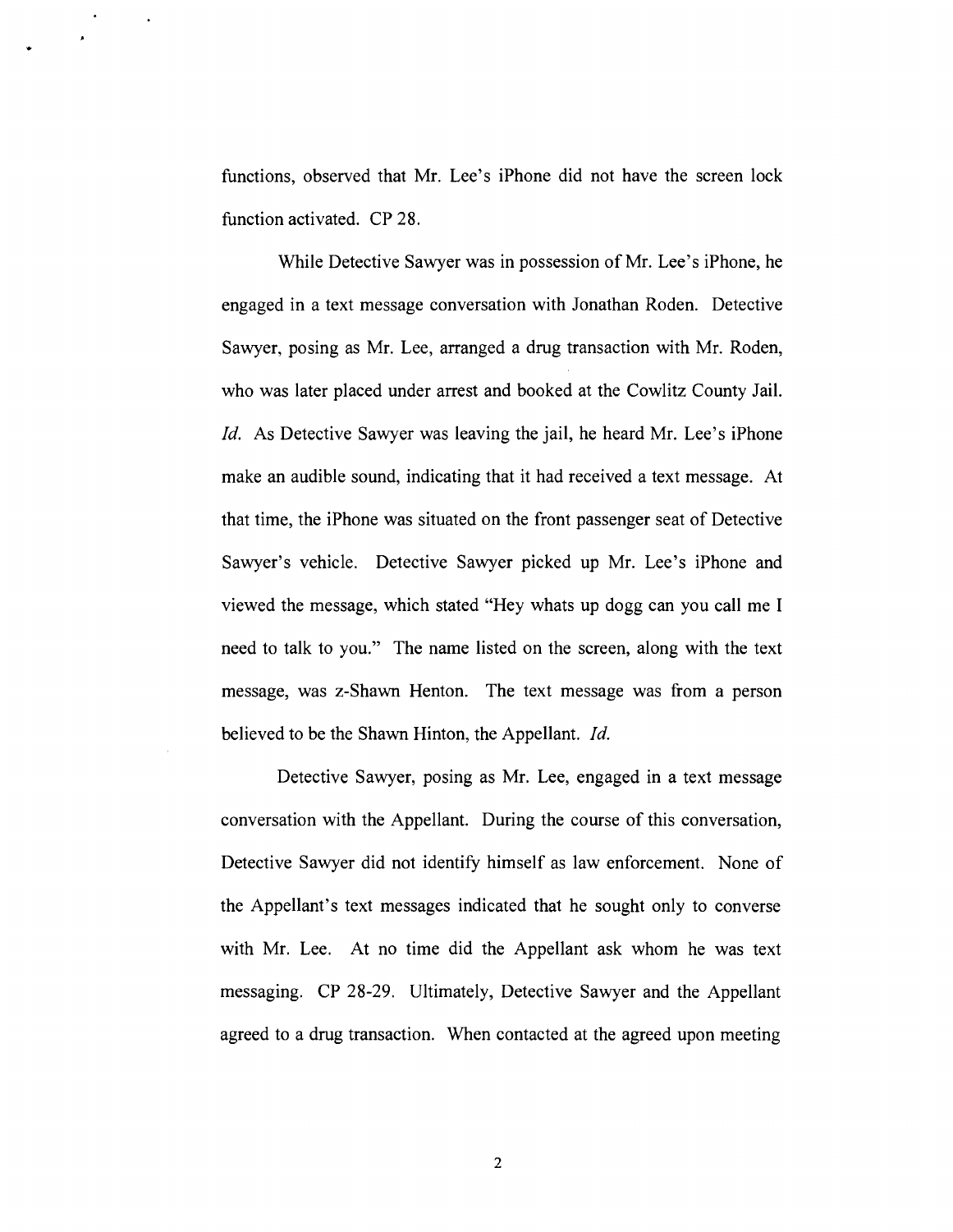functions, observed that Mr. Lee's iPhone did not have the screen lock function activated. CP 28.

While Detective Sawyer was in possession of Mr. Lee's iPhone, he engaged in a text message conversation with Jonathan Roden. Detective Sawyer, posing as Mr. Lee, arranged a drug transaction with Mr. Roden, who was later placed under arrest and booked at the Cowlitz County Jail. *Id.* As Detective Sawyer was leaving the jail, he heard Mr. Lee's iPhone make an audible sound, indicating that it had received a text message. At that time, the iPhone was situated on the front passenger seat of Detective Sawyer's vehicle. Detective Sawyer picked up Mr. Lee's iPhone and viewed the message, which stated "Hey whats up dogg can you call me I need to talk to you." The name listed on the screen, along with the text message, was z-Shawn Henton. The text message was from a person believed to be the Shawn Hinton, the Appellant. *Id.*

Detective Sawyer, posing as Mr. Lee, engaged in a text message conversation with the Appellant. During the course of this conversation, Detective Sawyer did not identify himself as law enforcement. None of the Appellant's text messages indicated that he sought only to converse with Mr. Lee. At no time did the Appellant ask whom he was text messaging. CP 28-29. Ultimately, Detective Sawyer and the Appellant agreed to a drug transaction. When contacted at the agreed upon meeting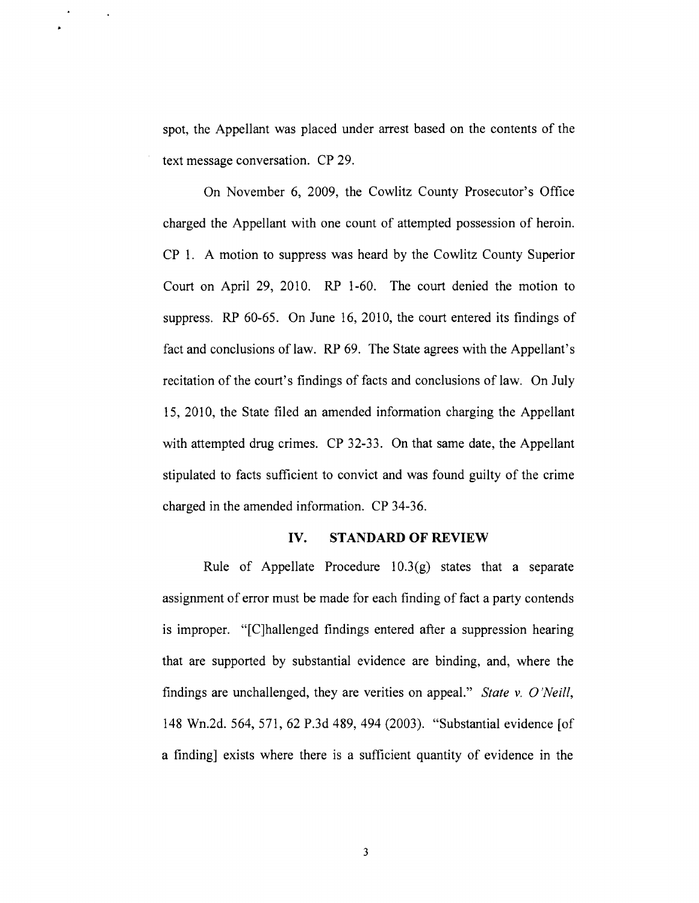spot, the Appellant was placed under arrest based on the contents of the text message conversation. CP 29.

On November 6, 2009, the Cowlitz County Prosecutor's Office charged the Appellant with one count of attempted possession of heroin. CP 1. A motion to suppress was heard by the Cowlitz County Superior Court on April 29, 2010. RP 1-60. The court denied the motion to suppress. RP 60-65. On June 16, 2010, the court entered its findings of fact and conclusions of law. RP 69. The State agrees with the Appellant's recitation of the court's findings of facts and conclusions of law. On July 15, 2010, the State filed an amended information charging the Appellant with attempted drug crimes. CP 32-33. On that same date, the Appellant stipulated to facts sufficient to convict and was found guilty of the crime charged in the amended information. CP 34-36.

## IV. STANDARD OF REVIEW

Rule of Appellate Procedure 10.3(g) states that a separate assignment of error must be made for each finding of fact a party contends is improper. "[C]hallenged findings entered after a suppression hearing that are supported by substantial evidence are binding, and, where the findings are unchallenged, they are verities on appeal." *State v. O'Neill*, 148 Wn.2d. 564, 571, 62 P.3d 489, 494 (2003). "Substantial evidence [of a finding] exists where there is a sufficient quantity of evidence in the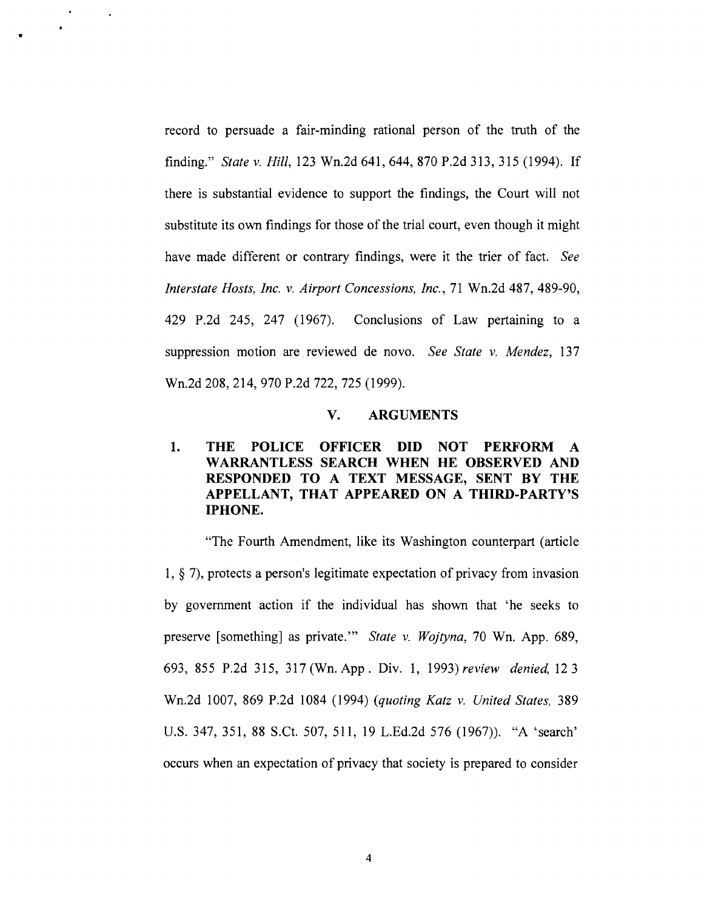record to persuade a fair-minding rational person of the truth of the finding." *State v. Hill*, 123 Wn.2d 641, 644, 870 P.2d 313, 315 (1994). If there is substantial evidence to support the findings, the Court will not substitute its own findings for those of the trial court, even though it might have made different or contrary findings, were it the trier of fact. *See Interstate Hosts, Inc. v. Airport Concessions, Inc.*, 71 Wn.2d 487, 489-90, 429 P.2d 245, 247 (1967). Conclusions of Law pertaining to a suppression motion are reviewed de novo. *See State v. Mendez*, 137 Wn.2d 208, 214, 970 P.2d 722, 725 (1999).

## V. ARGUMENTS

### 1. THE POLICE OFFICER DID NOT PERFORM A WARRANTLESS SEARCH WHEN HE OBSERVED AND RESPONDED TO A TEXT MESSAGE, SENT BY THE APPELLANT, THAT APPEARED ON A THIRD-PARTY'S IPHONE.

"The Fourth Amendment, like its Washington counterpart (article 1, § 7), protects a person's legitimate expectation of privacy from invasion by government action if the individual has shown that 'he seeks to preserve [something] as private.'" *State v. Wojtyna*, 70 Wn. App. 689, 693, 855 P.2d 315, 317 (Wn. App. Div. 1, 1993) *review denied*, 12 3 Wn.2d 1007, 869 P.2d 1084 (1994) (*quoting Katz v. United States*, 389 U.S. 347, 351, 88 S.Ct. 507, 511, 19 L.Ed.2d 576 (1967)). "A 'search' occurs when an expectation of privacy that society is prepared to consider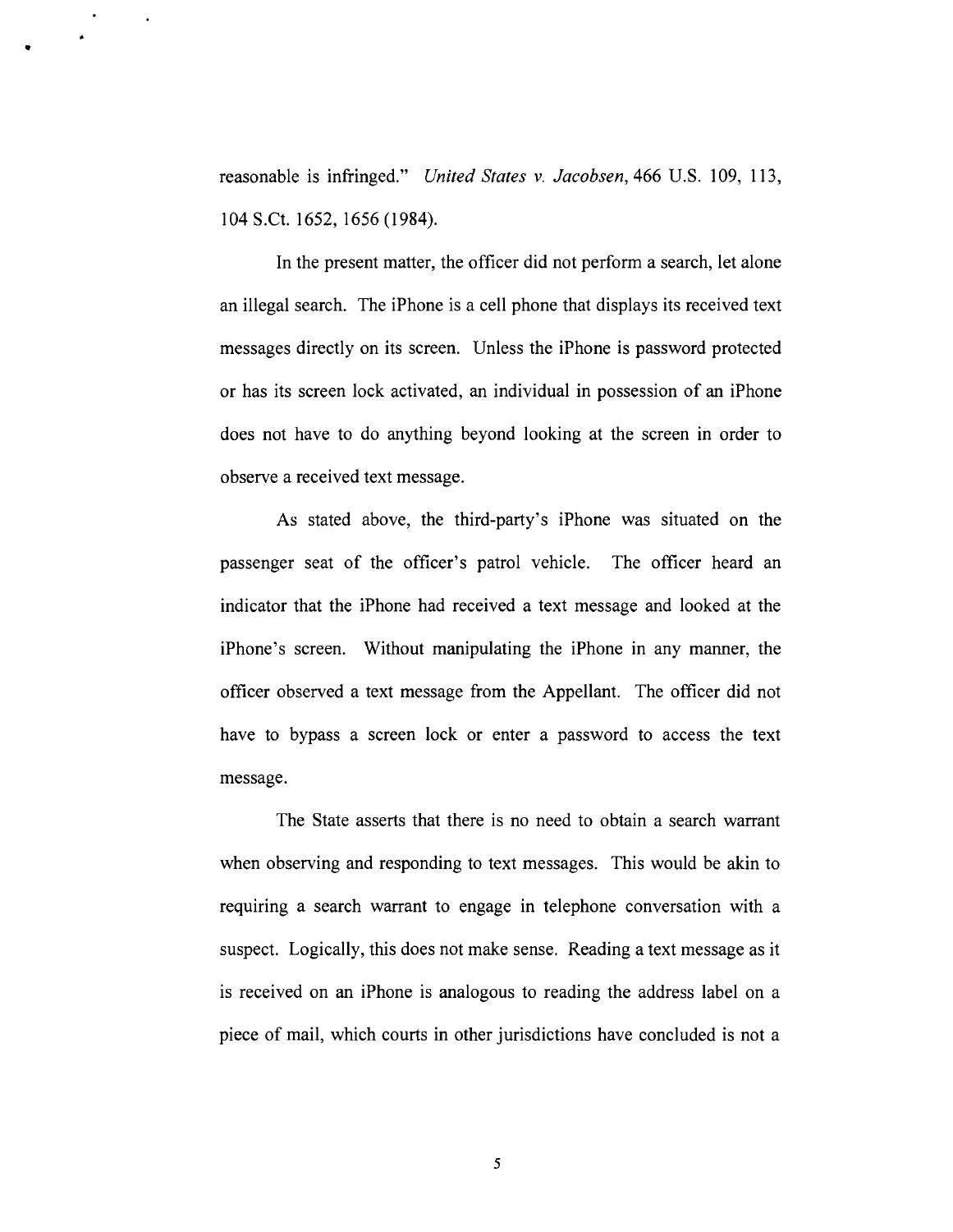reasonable is infringed." *United States v. Jacobsen*, 466 U.S. 109, 113, 104 S.Ct. 1652, 1656 (1984).

In the present matter, the officer did not perform a search, let alone an illegal search. The iPhone is a cell phone that displays its received text messages directly on its screen. Unless the iPhone is password protected or has its screen lock activated, an individual in possession of an iPhone does not have to do anything beyond looking at the screen in order to observe a received text message.

As stated above, the third-party's iPhone was situated on the passenger seat of the officer's patrol vehicle. The officer heard an indicator that the iPhone had received a text message and looked at the iPhone's screen. Without manipulating the iPhone in any manner, the officer observed a text message from the Appellant. The officer did not have to bypass a screen lock or enter a password to access the text message.

The State asserts that there is no need to obtain a search warrant when observing and responding to text messages. This would be akin to requiring a search warrant to engage in telephone conversation with a suspect. Logically, this does not make sense. Reading a text message as it is received on an iPhone is analogous to reading the address label on a piece of mail, which courts in other jurisdictions have concluded is not a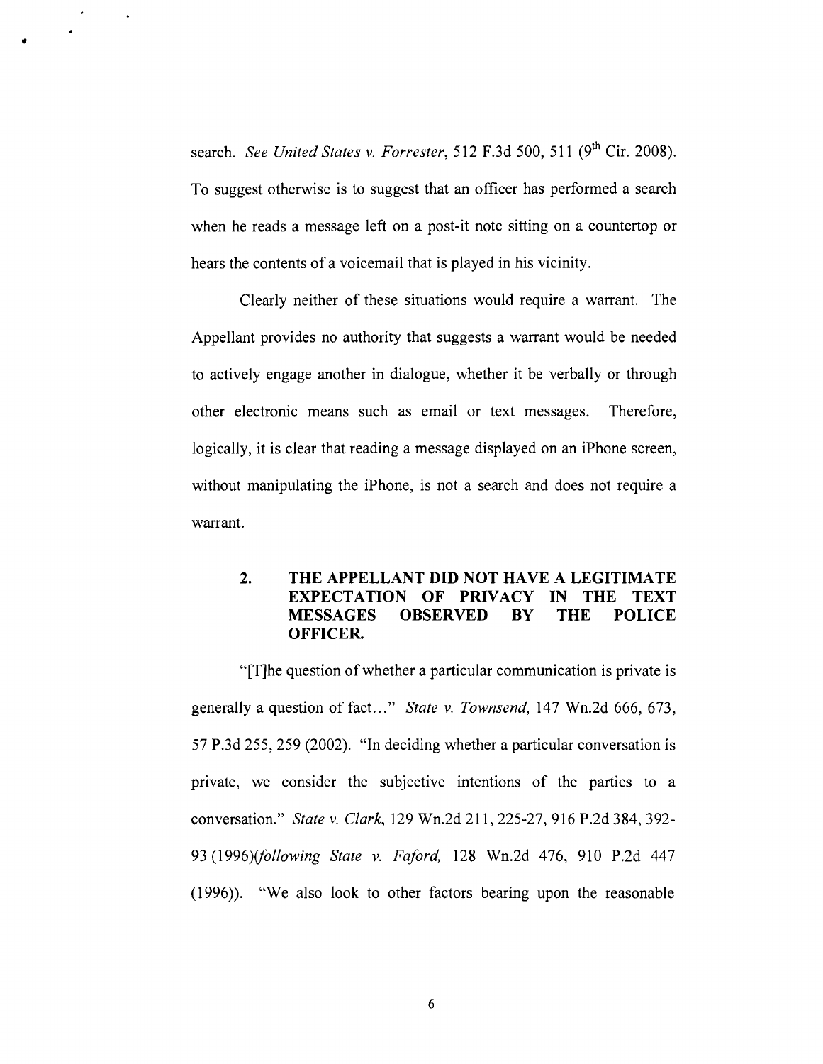search. *See United States v. Forrester*, 512 F.3d 500, 511 (9th Cir. 2008). To suggest otherwise is to suggest that an officer has performed a search when he reads a message left on a post-it note sitting on a countertop or hears the contents of a voicemail that is played in his vicinity.

Clearly neither of these situations would require a warrant. The Appellant provides no authority that suggests a warrant would be needed to actively engage another in dialogue, whether it be verbally or through other electronic means such as email or text messages. Therefore, logically, it is clear that reading a message displayed on an iPhone screen, without manipulating the iPhone, is not a search and does not require a warrant.

### 2. THE APPELLANT DID NOT HAVE A LEGITIMATE EXPECTATION OF PRIVACY IN THE TEXT MESSAGES OBSERVED BY THE POLICE OFFICER.

"[T]he question of whether a particular communication is private is generally a question of fact…" *State v. Townsend*, 147 Wn.2d 666, 673, 57 P.3d 255, 259 (2002). "In deciding whether a particular conversation is private, we consider the subjective intentions of the parties to a conversation." *State v. Clark*, 129 Wn.2d 211, 225-27, 916 P.2d 384, 392-93 (1996)(*following State v. Faford*, 128 Wn.2d 476, 910 P.2d 447 (1996)). "We also look to other factors bearing upon the reasonable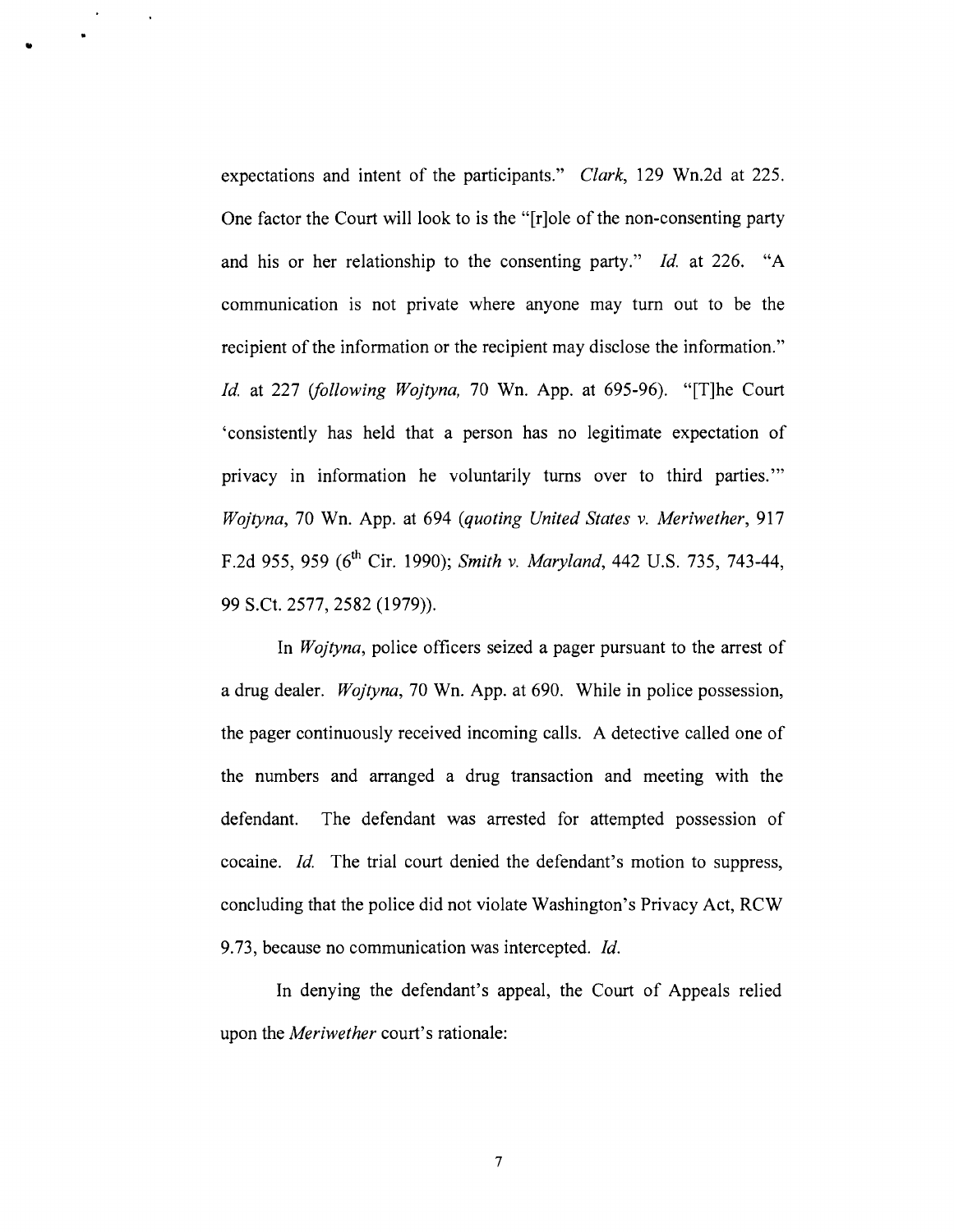expectations and intent of the participants." *Clark*, 129 Wn.2d at 225. One factor the Court will look to is the "[r]ole of the non-consenting party and his or her relationship to the consenting party." *Id.* at 226. "A communication is not private where anyone may turn out to be the recipient of the information or the recipient may disclose the information." *Id.* at 227 (*following Wojtyna,* 70 Wn. App. at 695-96). "[T]he Court 'consistently has held that a person has no legitimate expectation of privacy in information he voluntarily turns over to third parties.'" *Wojtyna*, 70 Wn. App. at 694 (*quoting United States v. Meriwether*, 917 F.2d 955, 959 (6th Cir. 1990); *Smith v. Maryland*, 442 U.S. 735, 743-44, 99 S.Ct. 2577, 2582 (1979)).

In *Wojtyna*, police officers seized a pager pursuant to the arrest of a drug dealer. *Wojtyna*, 70 Wn. App. at 690. While in police possession, the pager continuously received incoming calls. A detective called one of the numbers and arranged a drug transaction and meeting with the defendant. The defendant was arrested for attempted possession of cocaine. *Id.* The trial court denied the defendant's motion to suppress, concluding that the police did not violate Washington's Privacy Act, RCW 9.73, because no communication was intercepted. *Id.*

In denying the defendant's appeal, the Court of Appeals relied upon the *Meriwether* court's rationale: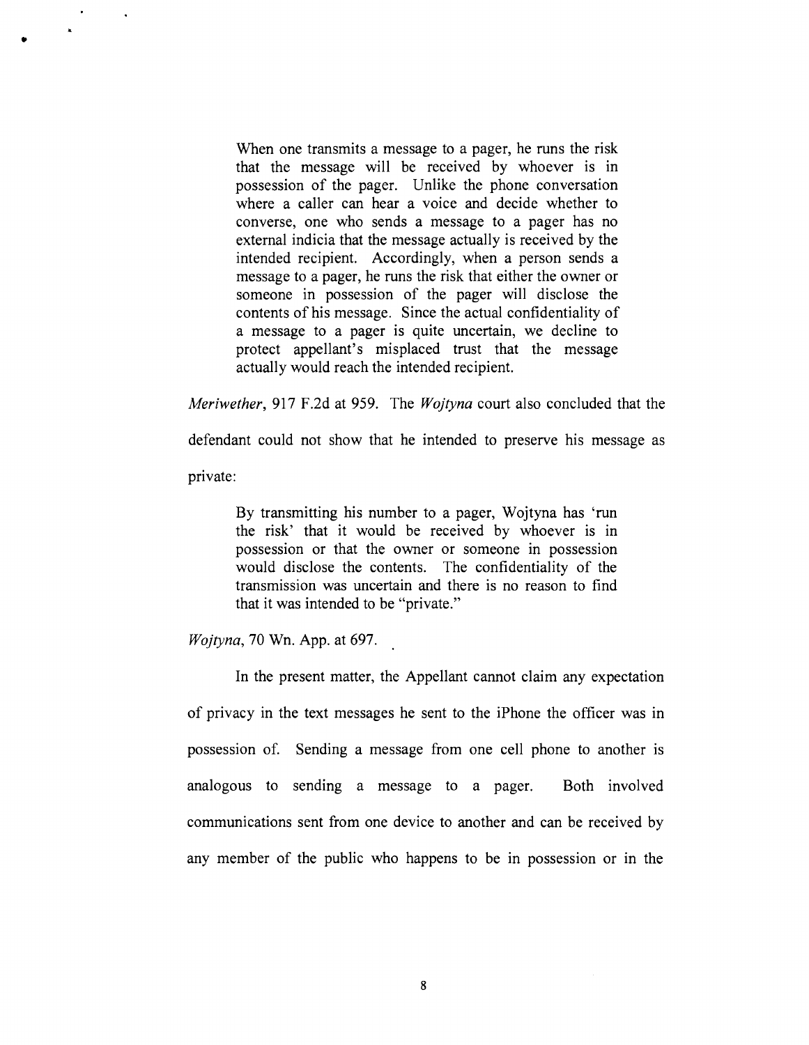> When one transmits a message to a pager, he runs the risk that the message will be received by whoever is in possession of the pager. Unlike the phone conversation where a caller can hear a voice and decide whether to converse, one who sends a message to a pager has no external indicia that the message actually is received by the intended recipient. Accordingly, when a person sends a message to a pager, he runs the risk that either the owner or someone in possession of the pager will disclose the contents of his message. Since the actual confidentiality of a message to a pager is quite uncertain, we decline to protect appellant's misplaced trust that the message actually would reach the intended recipient.

*Meriwether*, 917 F.2d at 959. The *Wojtyna* court also concluded that the defendant could not show that he intended to preserve his message as private:

> By transmitting his number to a pager, Wojtyna has 'run the risk' that it would be received by whoever is in possession or that the owner or someone in possession would disclose the contents. The confidentiality of the transmission was uncertain and there is no reason to find that it was intended to be "private."

*Wojtyna*, 70 Wn. App. at 697.

In the present matter, the Appellant cannot claim any expectation of privacy in the text messages he sent to the iPhone the officer was in possession of. Sending a message from one cell phone to another is analogous to sending a message to a pager. Both involved communications sent from one device to another and can be received by any member of the public who happens to be in possession or in the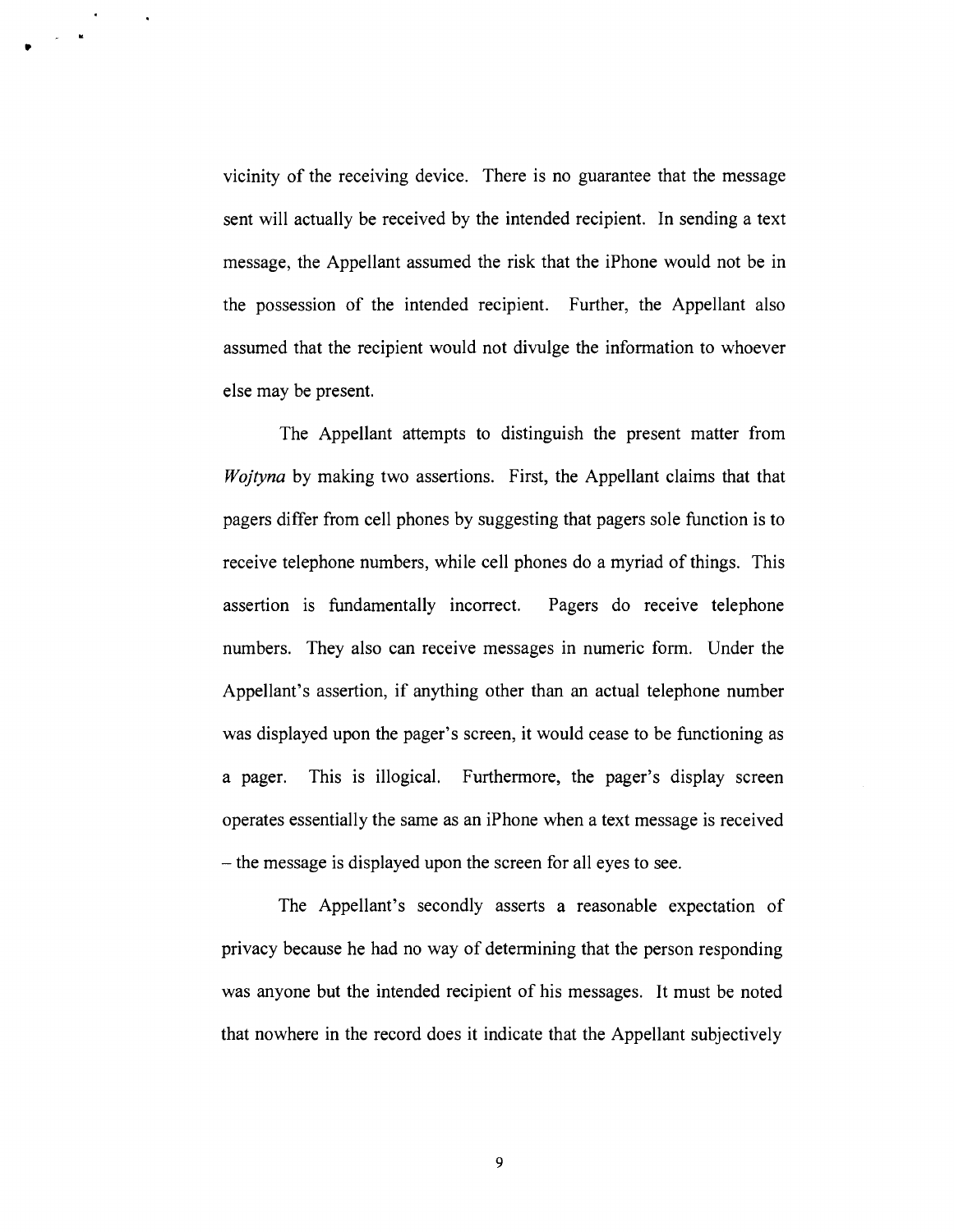vicinity of the receiving device. There is no guarantee that the message sent will actually be received by the intended recipient. In sending a text message, the Appellant assumed the risk that the iPhone would not be in the possession of the intended recipient. Further, the Appellant also assumed that the recipient would not divulge the information to whoever else may be present.

The Appellant attempts to distinguish the present matter from *Wojtyna* by making two assertions. First, the Appellant claims that that pagers differ from cell phones by suggesting that pagers sole function is to receive telephone numbers, while cell phones do a myriad of things. This assertion is fundamentally incorrect. Pagers do receive telephone numbers. They also can receive messages in numeric form. Under the Appellant's assertion, if anything other than an actual telephone number was displayed upon the pager's screen, it would cease to be functioning as a pager. This is illogical. Furthermore, the pager's display screen operates essentially the same as an iPhone when a text message is received – the message is displayed upon the screen for all eyes to see.

The Appellant's secondly asserts a reasonable expectation of privacy because he had no way of determining that the person responding was anyone but the intended recipient of his messages. It must be noted that nowhere in the record does it indicate that the Appellant subjectively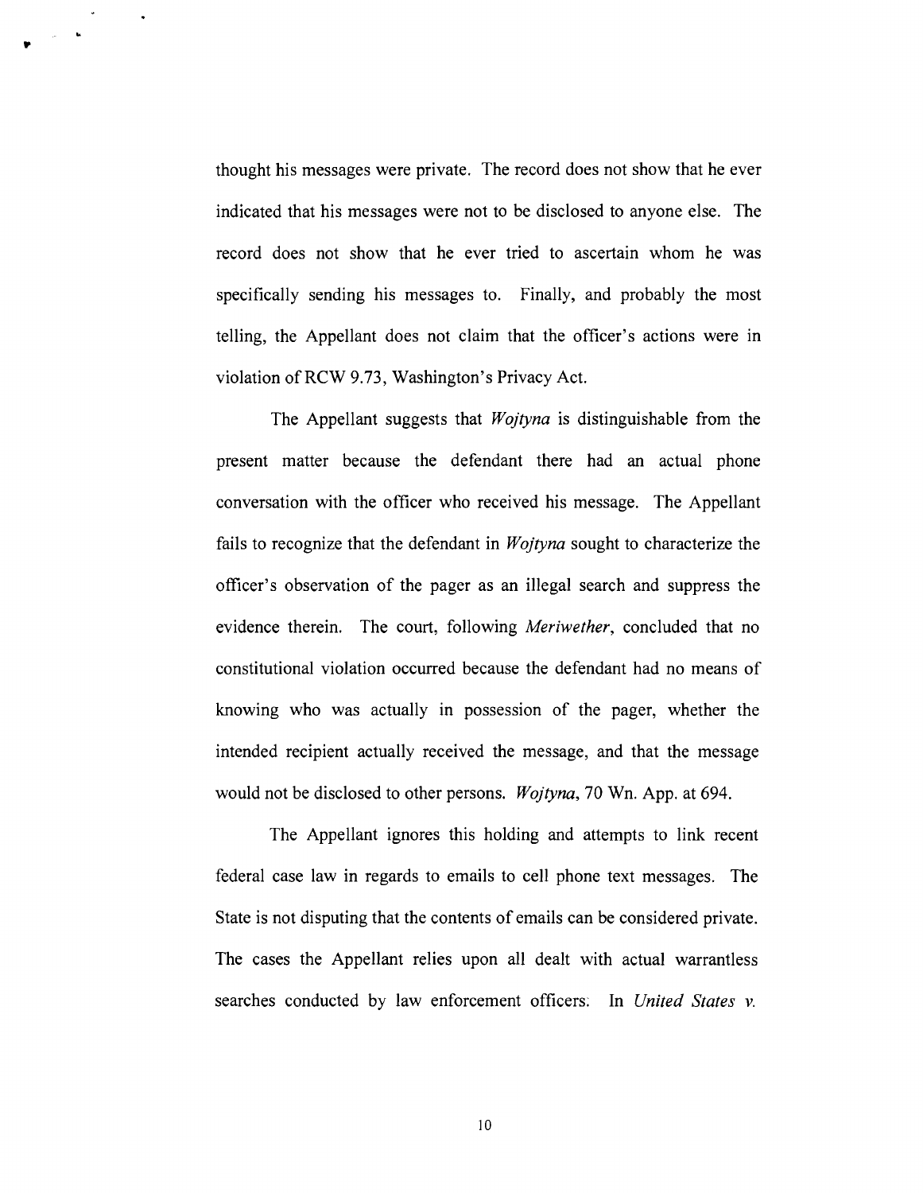thought his messages were private. The record does not show that he ever indicated that his messages were not to be disclosed to anyone else. The record does not show that he ever tried to ascertain whom he was specifically sending his messages to. Finally, and probably the most telling, the Appellant does not claim that the officer's actions were in violation of RCW 9.73, Washington's Privacy Act.

The Appellant suggests that *Wojtyna* is distinguishable from the present matter because the defendant there had an actual phone conversation with the officer who received his message. The Appellant fails to recognize that the defendant in *Wojtyna* sought to characterize the officer's observation of the pager as an illegal search and suppress the evidence therein. The court, following *Meriwether*, concluded that no constitutional violation occurred because the defendant had no means of knowing who was actually in possession of the pager, whether the intended recipient actually received the message, and that the message would not be disclosed to other persons. *Wojtyna*, 70 Wn. App. at 694.

The Appellant ignores this holding and attempts to link recent federal case law in regards to emails to cell phone text messages. The State is not disputing that the contents of emails can be considered private. The cases the Appellant relies upon all dealt with actual warrantless searches conducted by law enforcement officers. In *United States v.*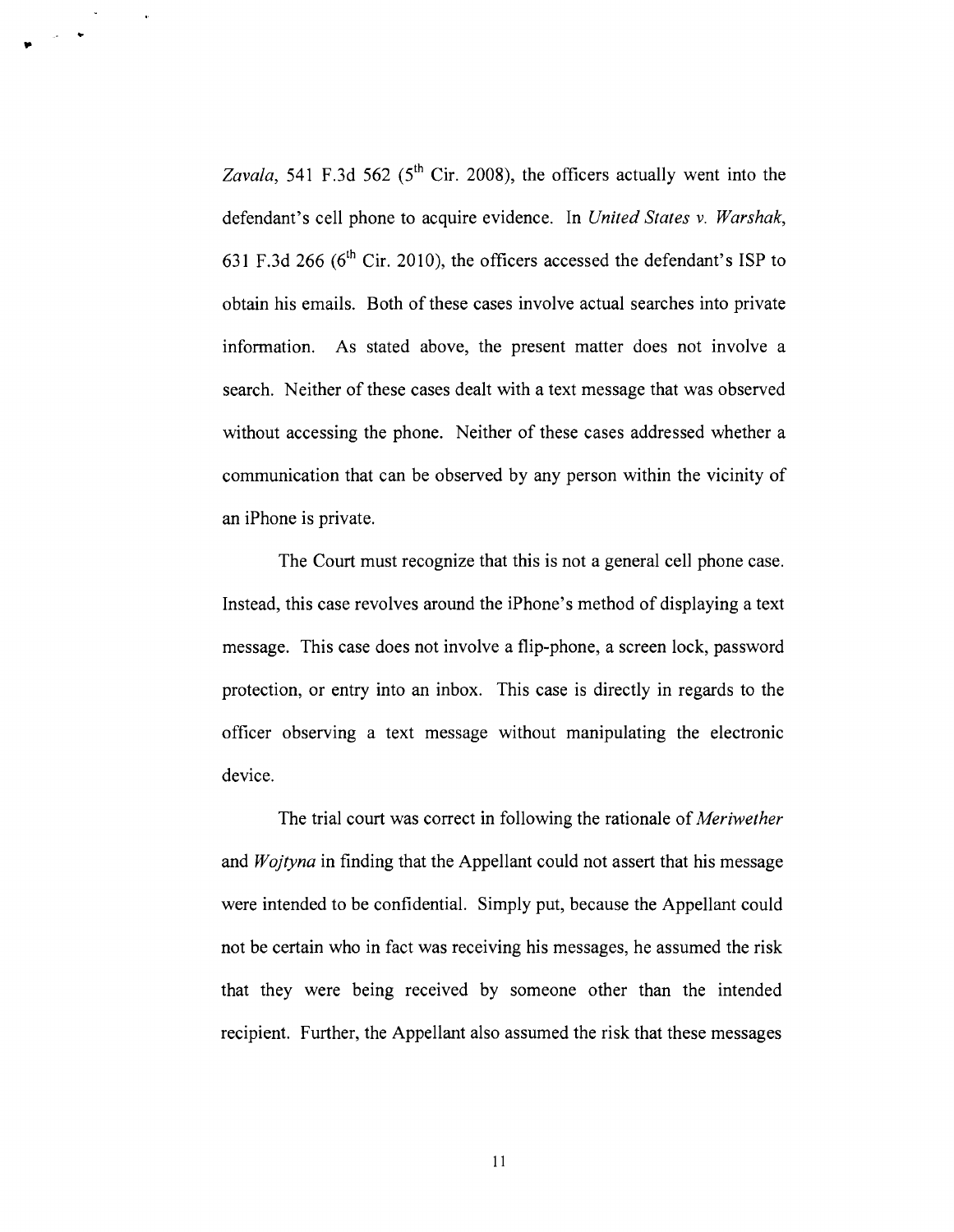*Zavala*, 541 F.3d 562 (5th Cir. 2008), the officers actually went into the defendant's cell phone to acquire evidence. In *United States v. Warshak*, 631 F.3d 266 (6th Cir. 2010), the officers accessed the defendant's ISP to obtain his emails. Both of these cases involve actual searches into private information. As stated above, the present matter does not involve a search. Neither of these cases dealt with a text message that was observed without accessing the phone. Neither of these cases addressed whether a communication that can be observed by any person within the vicinity of an iPhone is private.

The Court must recognize that this is not a general cell phone case. Instead, this case revolves around the iPhone's method of displaying a text message. This case does not involve a flip-phone, a screen lock, password protection, or entry into an inbox. This case is directly in regards to the officer observing a text message without manipulating the electronic device.

The trial court was correct in following the rationale of *Meriwether* and *Wojtyna* in finding that the Appellant could not assert that his message were intended to be confidential. Simply put, because the Appellant could not be certain who in fact was receiving his messages, he assumed the risk that they were being received by someone other than the intended recipient. Further, the Appellant also assumed the risk that these messages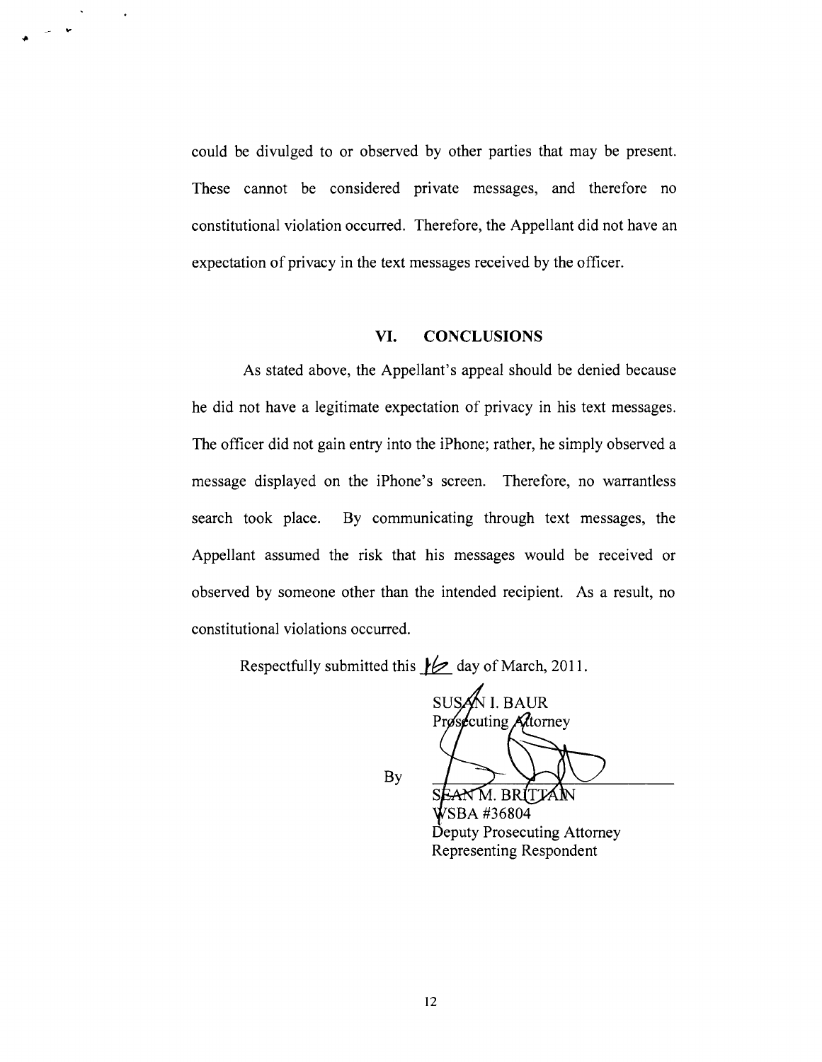could be divulged to or observed by other parties that may be present. These cannot be considered private messages, and therefore no constitutional violation occurred. Therefore, the Appellant did not have an expectation of privacy in the text messages received by the officer.

## VI. CONCLUSIONS

As stated above, the Appellant's appeal should be denied because he did not have a legitimate expectation of privacy in his text messages. The officer did not gain entry into the iPhone; rather, he simply observed a message displayed on the iPhone's screen. Therefore, no warrantless search took place. By communicating through text messages, the Appellant assumed the risk that his messages would be received or observed by someone other than the intended recipient. As a result, no constitutional violations occurred.

Respectfully submitted this 16 day of March, 2011.

SUSAN I. BAUR
Prosecuting Attorney

By ______________________
SEAN M. BRITTAIN
WSBA #36804
Deputy Prosecuting Attorney
Representing Respondent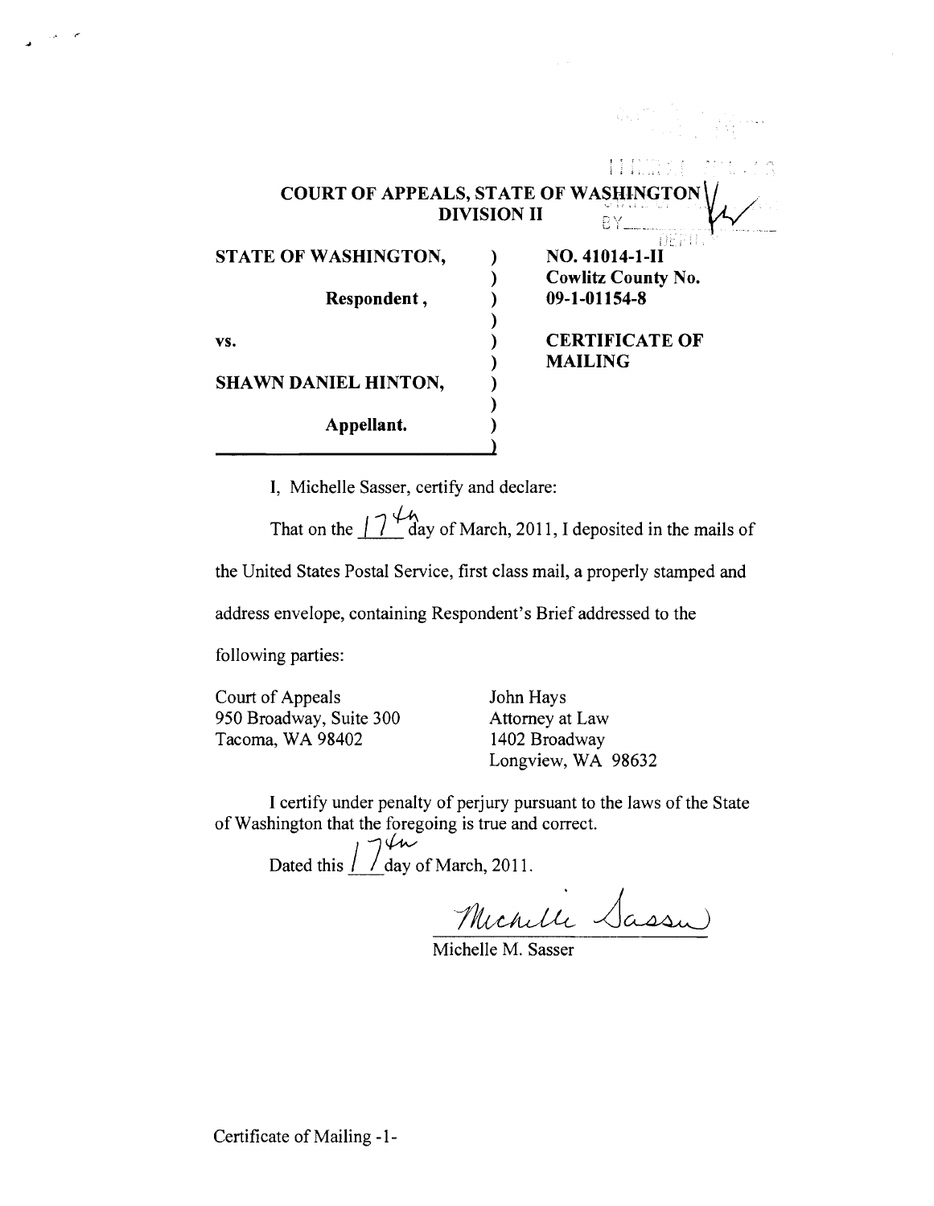**COURT OF APPEALS, STATE OF WASHINGTON**
**DIVISION II**

| | | |
|---|---|---|
| **STATE OF WASHINGTON,** | ) | **NO. 41014-1-II** |
| | ) | **Cowlitz County No.** |
| **Respondent ,** | ) | **09-1-01154-8** |
| | ) | |
| **vs.** | ) | **CERTIFICATE OF** |
| | ) | **MAILING** |
| **SHAWN DANIEL HINTON,** | ) | |
| | ) | |
| **Appellant.** | ) | |

I, Michelle Sasser, certify and declare:

That on the 17th day of March, 2011, I deposited in the mails of the United States Postal Service, first class mail, a properly stamped and address envelope, containing Respondent's Brief addressed to the following parties:

| | |
|---|---|
| Court of Appeals | John Hays |
| 950 Broadway, Suite 300 | Attorney at Law |
| Tacoma, WA 98402 | 1402 Broadway |
| | Longview, WA 98632 |

I certify under penalty of perjury pursuant to the laws of the State of Washington that the foregoing is true and correct.

Dated this 17th day of March, 2011.

Michelle Sasser

Michelle M. Sasser

Certificate of Mailing -1-